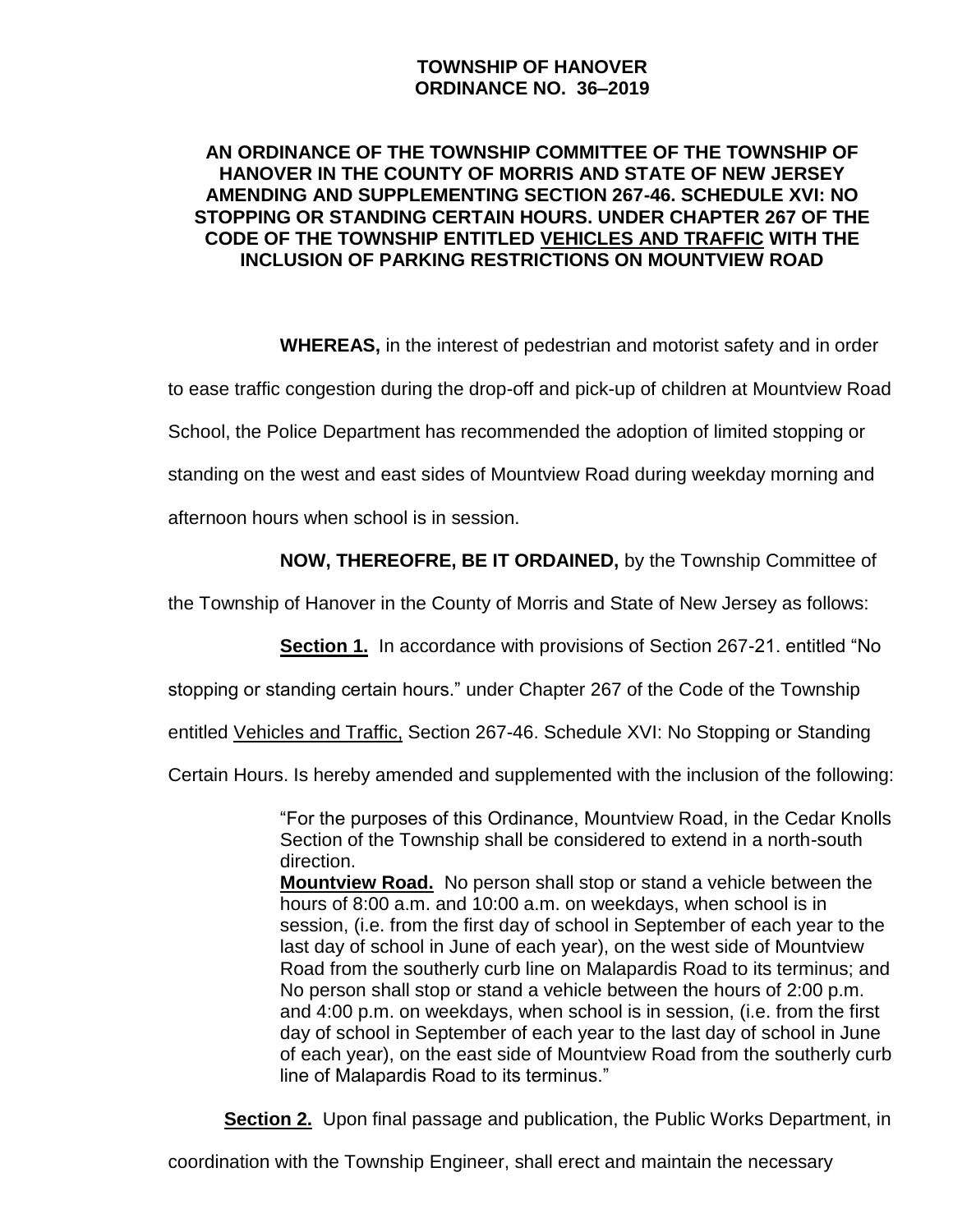**TOWNSHIP OF HANOVER**
**ORDINANCE NO. 36–2019**

**AN ORDINANCE OF THE TOWNSHIP COMMITTEE OF THE TOWNSHIP OF HANOVER IN THE COUNTY OF MORRIS AND STATE OF NEW JERSEY AMENDING AND SUPPLEMENTING SECTION 267-46. SCHEDULE XVI: NO STOPPING OR STANDING CERTAIN HOURS. UNDER CHAPTER 267 OF THE CODE OF THE TOWNSHIP ENTITLED VEHICLES AND TRAFFIC WITH THE INCLUSION OF PARKING RESTRICTIONS ON MOUNTVIEW ROAD**

**WHEREAS,** in the interest of pedestrian and motorist safety and in order to ease traffic congestion during the drop-off and pick-up of children at Mountview Road School, the Police Department has recommended the adoption of limited stopping or standing on the west and east sides of Mountview Road during weekday morning and afternoon hours when school is in session.

**NOW, THEREOFRE, BE IT ORDAINED,** by the Township Committee of the Township of Hanover in the County of Morris and State of New Jersey as follows:

**Section 1.** In accordance with provisions of Section 267-21. entitled "No stopping or standing certain hours." under Chapter 267 of the Code of the Township entitled Vehicles and Traffic, Section 267-46. Schedule XVI: No Stopping or Standing Certain Hours. Is hereby amended and supplemented with the inclusion of the following:

> "For the purposes of this Ordinance, Mountview Road, in the Cedar Knolls Section of the Township shall be considered to extend in a north-south direction.
> **Mountview Road.** No person shall stop or stand a vehicle between the hours of 8:00 a.m. and 10:00 a.m. on weekdays, when school is in session, (i.e. from the first day of school in September of each year to the last day of school in June of each year), on the west side of Mountview Road from the southerly curb line on Malapardis Road to its terminus; and No person shall stop or stand a vehicle between the hours of 2:00 p.m. and 4:00 p.m. on weekdays, when school is in session, (i.e. from the first day of school in September of each year to the last day of school in June of each year), on the east side of Mountview Road from the southerly curb line of Malapardis Road to its terminus."

**Section 2.** Upon final passage and publication, the Public Works Department, in coordination with the Township Engineer, shall erect and maintain the necessary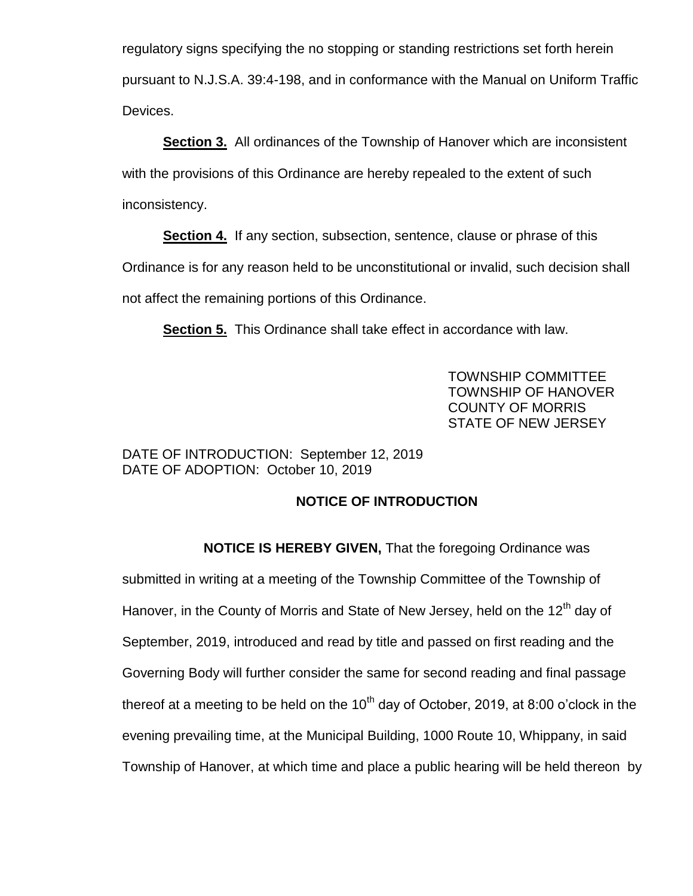regulatory signs specifying the no stopping or standing restrictions set forth herein pursuant to N.J.S.A. 39:4-198, and in conformance with the Manual on Uniform Traffic Devices.

**Section 3.** All ordinances of the Township of Hanover which are inconsistent with the provisions of this Ordinance are hereby repealed to the extent of such inconsistency.

**Section 4.** If any section, subsection, sentence, clause or phrase of this Ordinance is for any reason held to be unconstitutional or invalid, such decision shall not affect the remaining portions of this Ordinance.

**Section 5.** This Ordinance shall take effect in accordance with law.

TOWNSHIP COMMITTEE
TOWNSHIP OF HANOVER
COUNTY OF MORRIS
STATE OF NEW JERSEY

DATE OF INTRODUCTION: September 12, 2019
DATE OF ADOPTION: October 10, 2019

**NOTICE OF INTRODUCTION**

**NOTICE IS HEREBY GIVEN,** That the foregoing Ordinance was submitted in writing at a meeting of the Township Committee of the Township of Hanover, in the County of Morris and State of New Jersey, held on the 12th day of September, 2019, introduced and read by title and passed on first reading and the Governing Body will further consider the same for second reading and final passage thereof at a meeting to be held on the 10th day of October, 2019, at 8:00 o'clock in the evening prevailing time, at the Municipal Building, 1000 Route 10, Whippany, in said Township of Hanover, at which time and place a public hearing will be held thereon by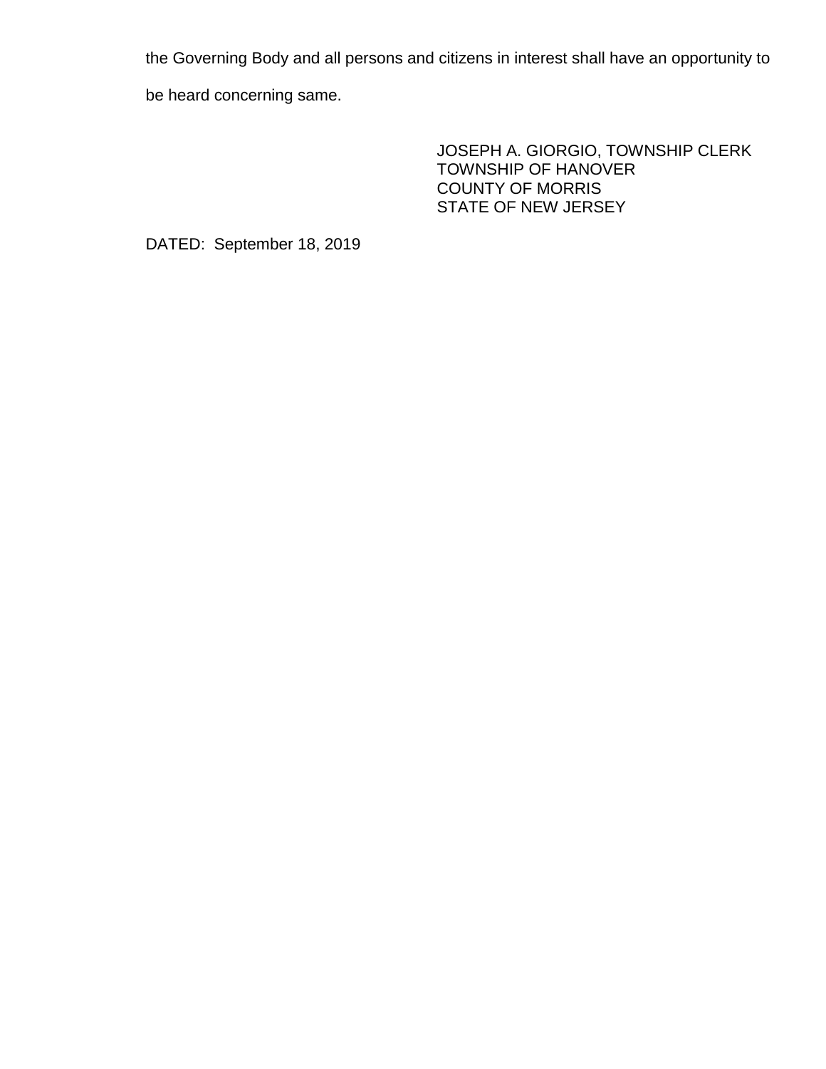the Governing Body and all persons and citizens in interest shall have an opportunity to be heard concerning same.

JOSEPH A. GIORGIO, TOWNSHIP CLERK
TOWNSHIP OF HANOVER
COUNTY OF MORRIS
STATE OF NEW JERSEY

DATED: September 18, 2019